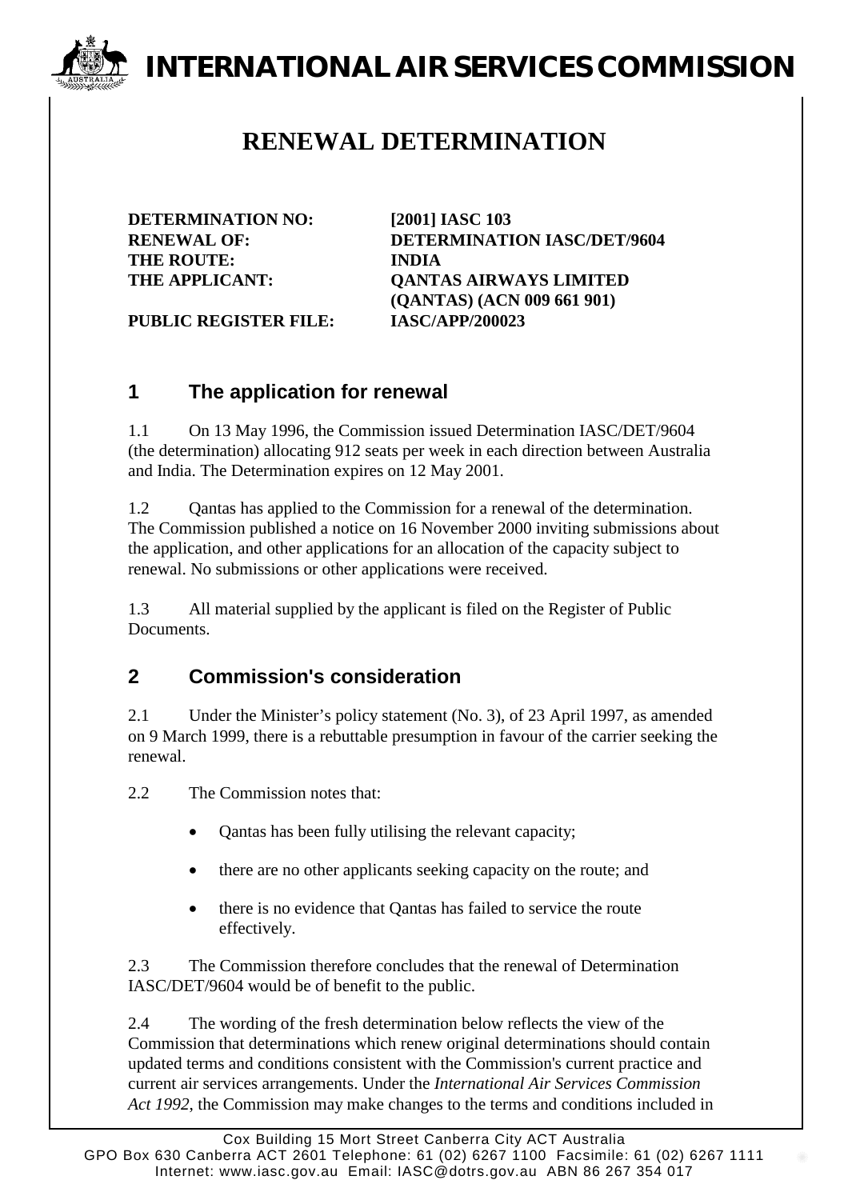# INTERNATIONAL AIR SERVICES COMMISSION

## RENEWAL DETERMINATION

| | |
|---|---|
| **DETERMINATION NO:** | **[2001] IASC 103** |
| **RENEWAL OF:** | **DETERMINATION IASC/DET/9604** |
| **THE ROUTE:** | **INDIA** |
| **THE APPLICANT:** | **QANTAS AIRWAYS LIMITED (QANTAS) (ACN 009 661 901)** |
| **PUBLIC REGISTER FILE:** | **IASC/APP/200023** |

## 1 The application for renewal

1.1 On 13 May 1996, the Commission issued Determination IASC/DET/9604 (the determination) allocating 912 seats per week in each direction between Australia and India. The Determination expires on 12 May 2001.

1.2 Qantas has applied to the Commission for a renewal of the determination. The Commission published a notice on 16 November 2000 inviting submissions about the application, and other applications for an allocation of the capacity subject to renewal. No submissions or other applications were received.

1.3 All material supplied by the applicant is filed on the Register of Public Documents.

## 2 Commission's consideration

2.1 Under the Minister's policy statement (No. 3), of 23 April 1997, as amended on 9 March 1999, there is a rebuttable presumption in favour of the carrier seeking the renewal.

2.2 The Commission notes that:

- Qantas has been fully utilising the relevant capacity;
- there are no other applicants seeking capacity on the route; and
- there is no evidence that Qantas has failed to service the route effectively.

2.3 The Commission therefore concludes that the renewal of Determination IASC/DET/9604 would be of benefit to the public.

2.4 The wording of the fresh determination below reflects the view of the Commission that determinations which renew original determinations should contain updated terms and conditions consistent with the Commission's current practice and current air services arrangements. Under the *International Air Services Commission Act 1992*, the Commission may make changes to the terms and conditions included in

Cox Building 15 Mort Street Canberra City ACT Australia
GPO Box 630 Canberra ACT 2601 Telephone: 61 (02) 6267 1100 Facsimile: 61 (02) 6267 1111
Internet: www.iasc.gov.au Email: IASC@dotrs.gov.au ABN 86 267 354 017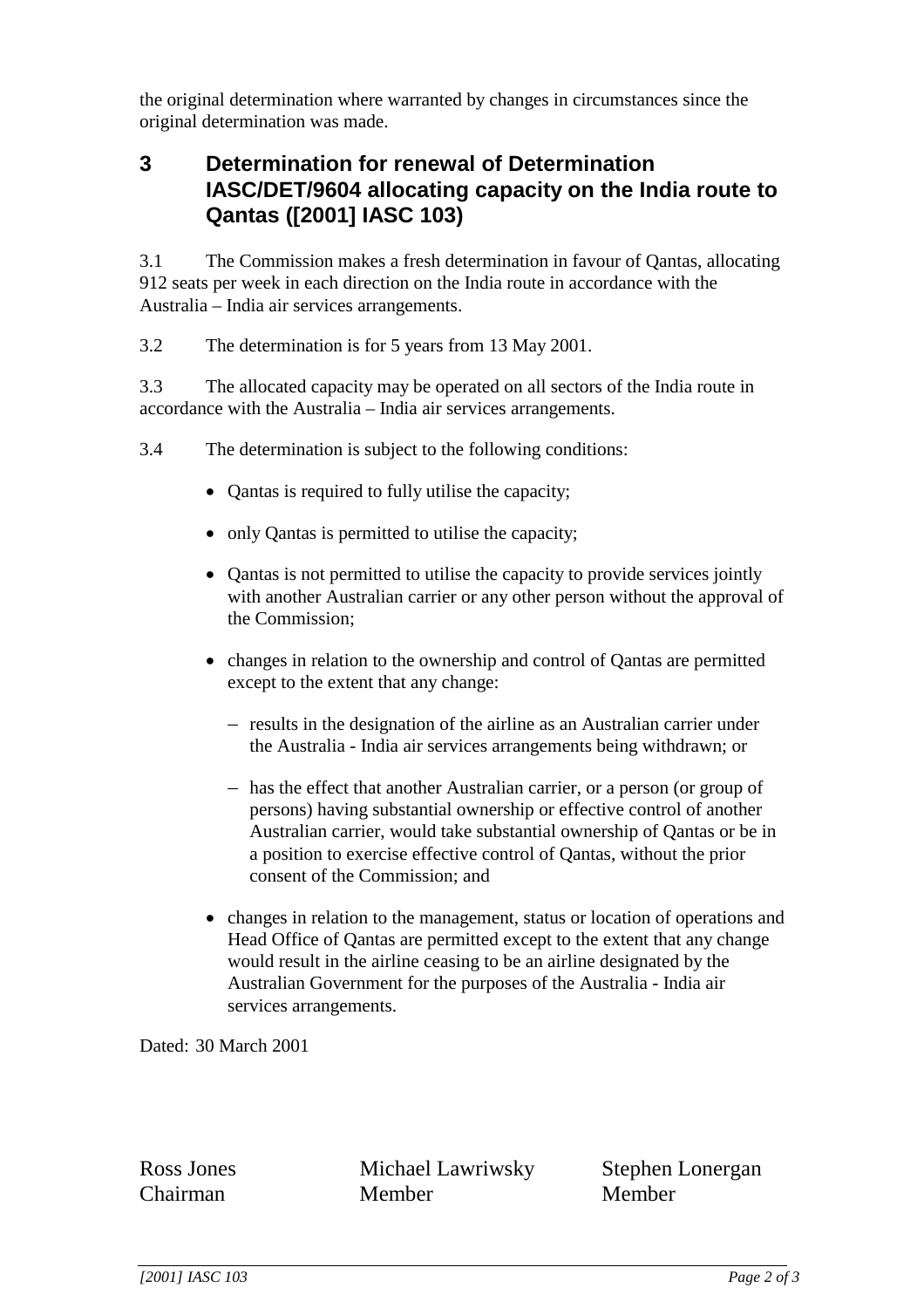the original determination where warranted by changes in circumstances since the original determination was made.

## 3 Determination for renewal of Determination IASC/DET/9604 allocating capacity on the India route to Qantas ([2001] IASC 103)

3.1 The Commission makes a fresh determination in favour of Qantas, allocating 912 seats per week in each direction on the India route in accordance with the Australia – India air services arrangements.

3.2 The determination is for 5 years from 13 May 2001.

3.3 The allocated capacity may be operated on all sectors of the India route in accordance with the Australia – India air services arrangements.

3.4 The determination is subject to the following conditions:

- Qantas is required to fully utilise the capacity;
- only Qantas is permitted to utilise the capacity;
- Qantas is not permitted to utilise the capacity to provide services jointly with another Australian carrier or any other person without the approval of the Commission;
- changes in relation to the ownership and control of Qantas are permitted except to the extent that any change:
  - results in the designation of the airline as an Australian carrier under the Australia - India air services arrangements being withdrawn; or
  - has the effect that another Australian carrier, or a person (or group of persons) having substantial ownership or effective control of another Australian carrier, would take substantial ownership of Qantas or be in a position to exercise effective control of Qantas, without the prior consent of the Commission; and
- changes in relation to the management, status or location of operations and Head Office of Qantas are permitted except to the extent that any change would result in the airline ceasing to be an airline designated by the Australian Government for the purposes of the Australia - India air services arrangements.

Dated: 30 March 2001

| | | |
|---|---|---|
| Ross Jones<br>Chairman | Michael Lawriwsky<br>Member | Stephen Lonergan<br>Member |